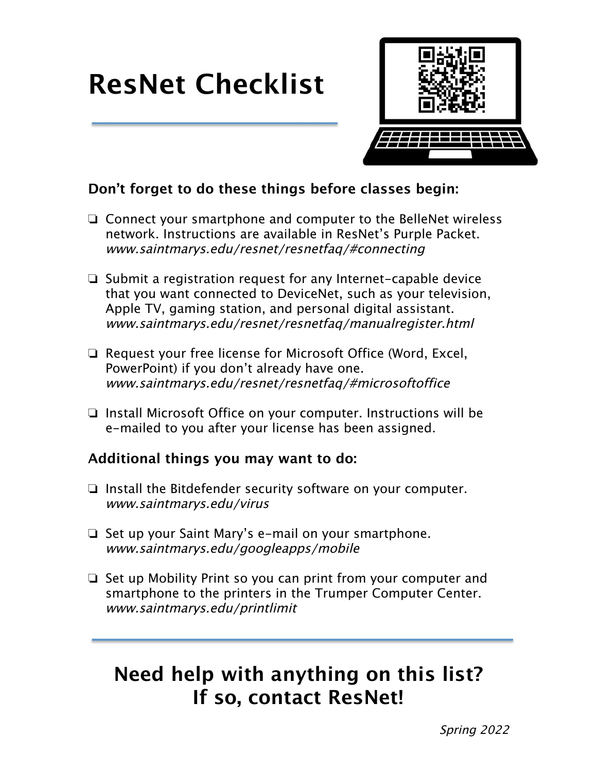# ResNet Checklist

**Don't forget to do these things before classes begin:**

- ❏ Connect your smartphone and computer to the BelleNet wireless network. Instructions are available in ResNet's Purple Packet.
  *www.saintmarys.edu/resnet/resnetfaq/#connecting*

- ❏ Submit a registration request for any Internet-capable device that you want connected to DeviceNet, such as your television, Apple TV, gaming station, and personal digital assistant.
  *www.saintmarys.edu/resnet/resnetfaq/manualregister.html*

- ❏ Request your free license for Microsoft Office (Word, Excel, PowerPoint) if you don't already have one.
  *www.saintmarys.edu/resnet/resnetfaq/#microsoftoffice*

- ❏ Install Microsoft Office on your computer. Instructions will be e-mailed to you after your license has been assigned.

**Additional things you may want to do:**

- ❏ Install the Bitdefender security software on your computer.
  *www.saintmarys.edu/virus*

- ❏ Set up your Saint Mary's e-mail on your smartphone.
  *www.saintmarys.edu/googleapps/mobile*

- ❏ Set up Mobility Print so you can print from your computer and smartphone to the printers in the Trumper Computer Center.
  *www.saintmarys.edu/printlimit*

---

## Need help with anything on this list? If so, contact ResNet!

*Spring 2022*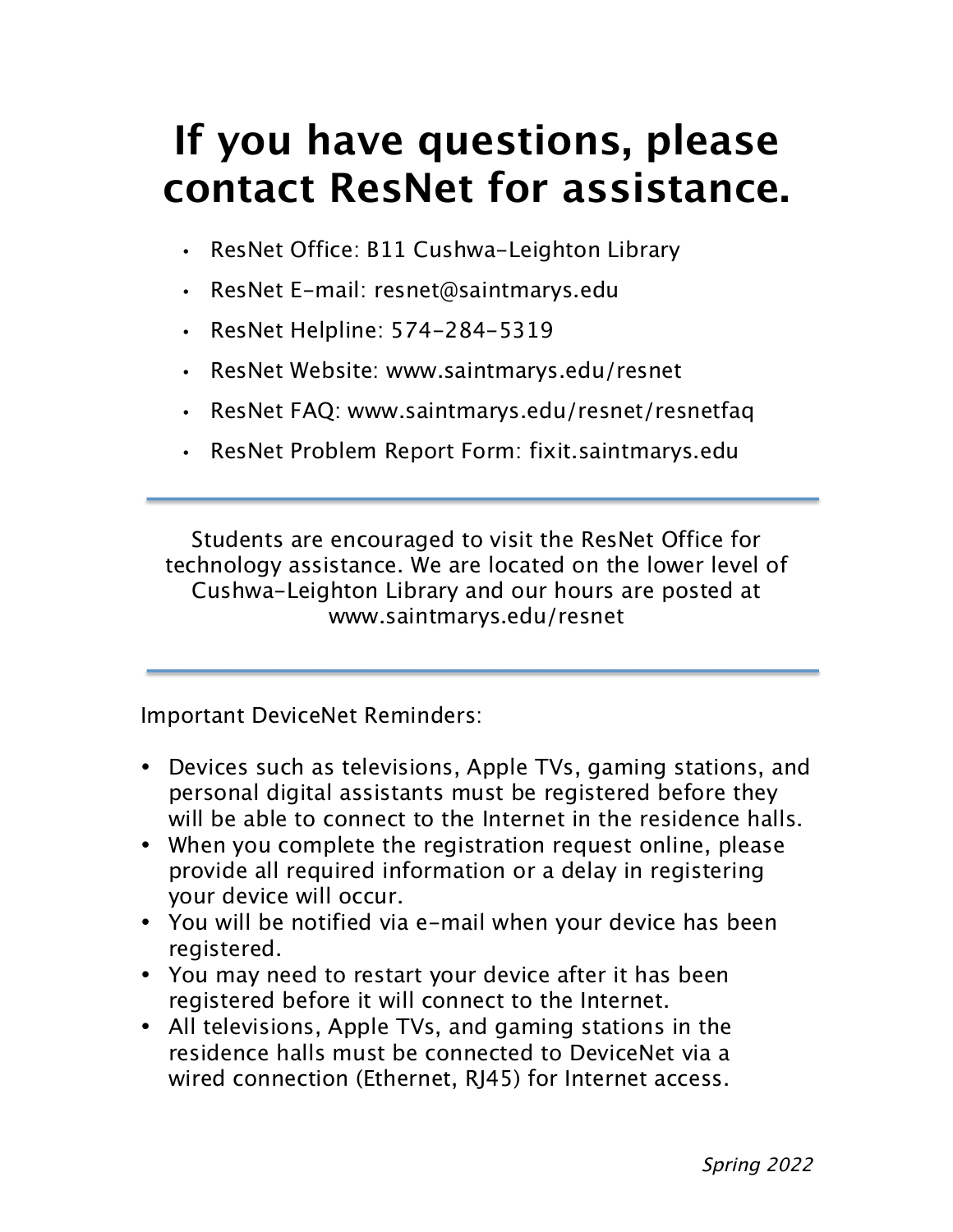# If you have questions, please contact ResNet for assistance.

- ResNet Office: B11 Cushwa-Leighton Library
- ResNet E-mail: resnet@saintmarys.edu
- ResNet Helpline: 574-284-5319
- ResNet Website: www.saintmarys.edu/resnet
- ResNet FAQ: www.saintmarys.edu/resnet/resnetfaq
- ResNet Problem Report Form: fixit.saintmarys.edu

---

Students are encouraged to visit the ResNet Office for technology assistance. We are located on the lower level of Cushwa-Leighton Library and our hours are posted at www.saintmarys.edu/resnet

---

Important DeviceNet Reminders:

- Devices such as televisions, Apple TVs, gaming stations, and personal digital assistants must be registered before they will be able to connect to the Internet in the residence halls.
- When you complete the registration request online, please provide all required information or a delay in registering your device will occur.
- You will be notified via e-mail when your device has been registered.
- You may need to restart your device after it has been registered before it will connect to the Internet.
- All televisions, Apple TVs, and gaming stations in the residence halls must be connected to DeviceNet via a wired connection (Ethernet, RJ45) for Internet access.

*Spring 2022*